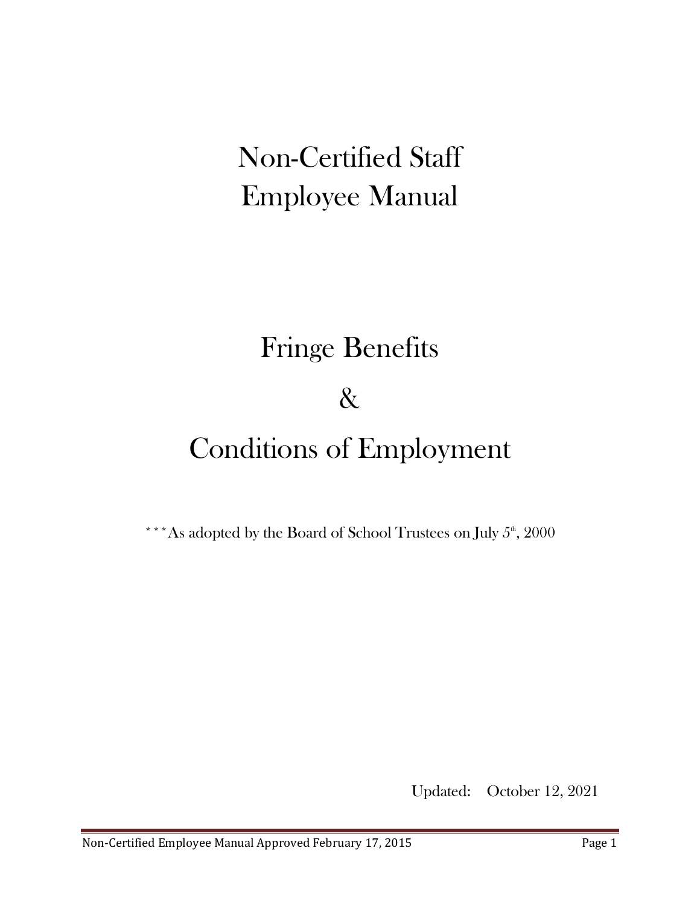# Non-Certified Staff Employee Manual

# Fringe Benefits

# &

# Conditions of Employment

***As adopted by the Board of School Trustees on July 5th, 2000

Updated: October 12, 2021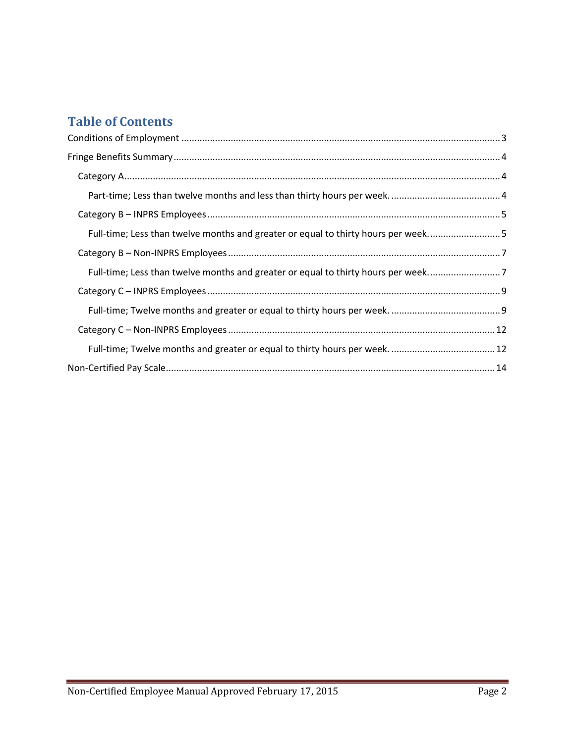# Table of Contents

Conditions of Employment ........................................................................................................ 3

Fringe Benefits Summary ........................................................................................................ 4

- Category A ........................................................................................................ 4
  - Part-time; Less than twelve months and less than thirty hours per week. ........................................ 4
- Category B – INPRS Employees ........................................................................................................ 5
  - Full-time; Less than twelve months and greater or equal to thirty hours per week. ........................................ 5
- Category B – Non-INPRS Employees ........................................................................................................ 7
  - Full-time; Less than twelve months and greater or equal to thirty hours per week. ........................................ 7
- Category C – INPRS Employees ........................................................................................................ 9
  - Full-time; Twelve months and greater or equal to thirty hours per week. ........................................ 9
- Category C – Non-INPRS Employees ........................................................................................................ 12
  - Full-time; Twelve months and greater or equal to thirty hours per week. ........................................ 12

Non-Certified Pay Scale ........................................................................................................ 14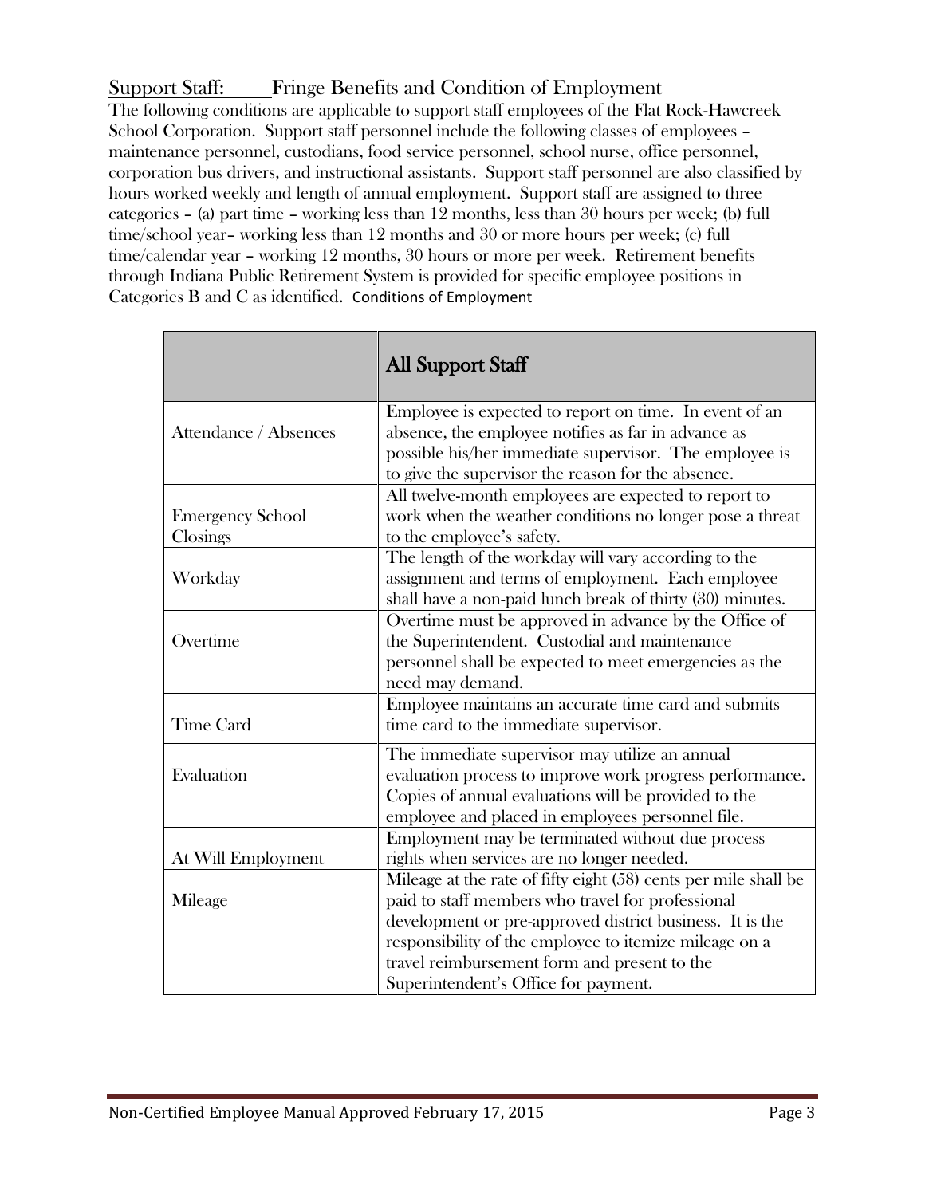## Support Staff: Fringe Benefits and Condition of Employment

The following conditions are applicable to support staff employees of the Flat Rock-Hawcreek School Corporation. Support staff personnel include the following classes of employees – maintenance personnel, custodians, food service personnel, school nurse, office personnel, corporation bus drivers, and instructional assistants. Support staff personnel are also classified by hours worked weekly and length of annual employment. Support staff are assigned to three categories – (a) part time – working less than 12 months, less than 30 hours per week; (b) full time/school year– working less than 12 months and 30 or more hours per week; (c) full time/calendar year – working 12 months, 30 hours or more per week. Retirement benefits through Indiana Public Retirement System is provided for specific employee positions in Categories B and C as identified. Conditions of Employment

| | **All Support Staff** |
|---|---|
| Attendance / Absences | Employee is expected to report on time. In event of an absence, the employee notifies as far in advance as possible his/her immediate supervisor. The employee is to give the supervisor the reason for the absence. |
| Emergency School Closings | All twelve-month employees are expected to report to work when the weather conditions no longer pose a threat to the employee's safety. |
| Workday | The length of the workday will vary according to the assignment and terms of employment. Each employee shall have a non-paid lunch break of thirty (30) minutes. |
| Overtime | Overtime must be approved in advance by the Office of the Superintendent. Custodial and maintenance personnel shall be expected to meet emergencies as the need may demand. |
| Time Card | Employee maintains an accurate time card and submits time card to the immediate supervisor. |
| Evaluation | The immediate supervisor may utilize an annual evaluation process to improve work progress performance. Copies of annual evaluations will be provided to the employee and placed in employees personnel file. |
| At Will Employment | Employment may be terminated without due process rights when services are no longer needed. |
| Mileage | Mileage at the rate of fifty eight (58) cents per mile shall be paid to staff members who travel for professional development or pre-approved district business. It is the responsibility of the employee to itemize mileage on a travel reimbursement form and present to the Superintendent's Office for payment. |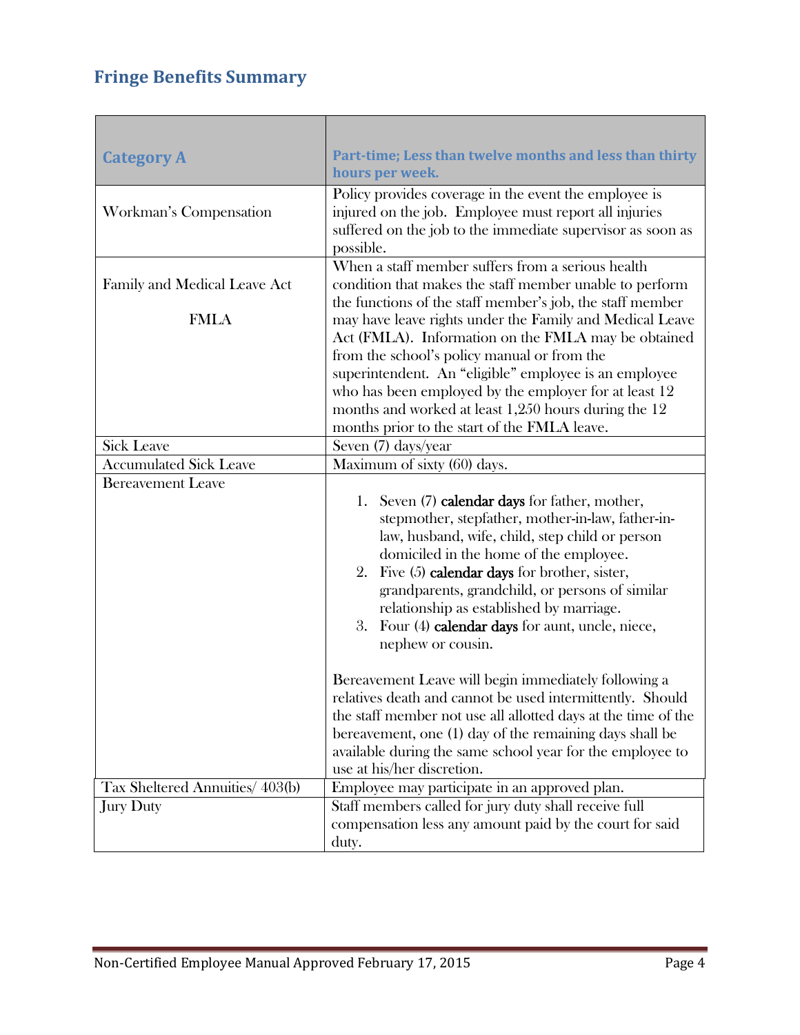## Fringe Benefits Summary

| **Category A** | **Part-time; Less than twelve months and less than thirty hours per week.** |
|---|---|
| Workman's Compensation | Policy provides coverage in the event the employee is injured on the job. Employee must report all injuries suffered on the job to the immediate supervisor as soon as possible. |
| Family and Medical Leave Act FMLA | When a staff member suffers from a serious health condition that makes the staff member unable to perform the functions of the staff member's job, the staff member may have leave rights under the Family and Medical Leave Act (FMLA). Information on the FMLA may be obtained from the school's policy manual or from the superintendent. An "eligible" employee is an employee who has been employed by the employer for at least 12 months and worked at least 1,250 hours during the 12 months prior to the start of the FMLA leave. |
| Sick Leave | Seven (7) days/year |
| Accumulated Sick Leave | Maximum of sixty (60) days. |
| Bereavement Leave | 1. Seven (7) **calendar days** for father, mother, stepmother, stepfather, mother-in-law, father-in-law, husband, wife, child, step child or person domiciled in the home of the employee.<br>2. Five (5) **calendar days** for brother, sister, grandparents, grandchild, or persons of similar relationship as established by marriage.<br>3. Four (4) **calendar days** for aunt, uncle, niece, nephew or cousin.<br><br>Bereavement Leave will begin immediately following a relatives death and cannot be used intermittently. Should the staff member not use all allotted days at the time of the bereavement, one (1) day of the remaining days shall be available during the same school year for the employee to use at his/her discretion. |
| Tax Sheltered Annuities/ 403(b) | Employee may participate in an approved plan. |
| Jury Duty | Staff members called for jury duty shall receive full compensation less any amount paid by the court for said duty. |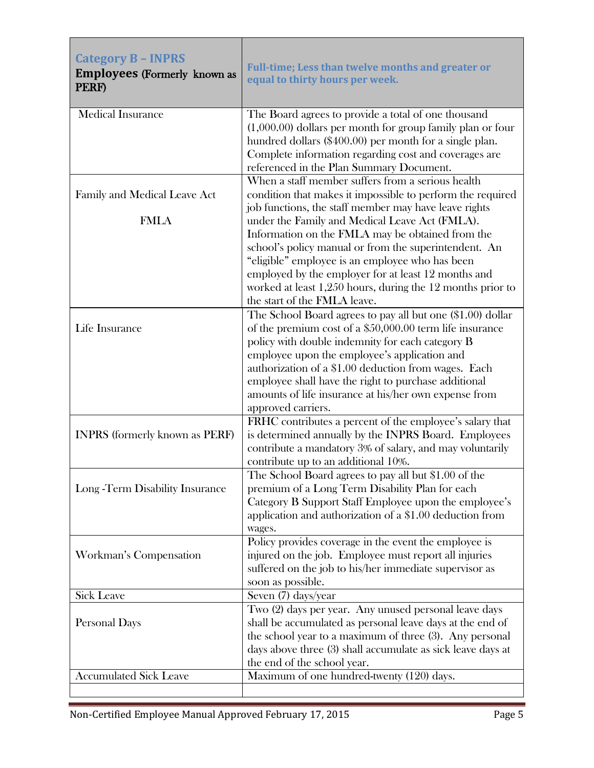| **Category B – INPRS Employees** (Formerly known as PERF) | **Full-time; Less than twelve months and greater or equal to thirty hours per week.** |
|---|---|
| Medical Insurance | The Board agrees to provide a total of one thousand (1,000.00) dollars per month for group family plan or four hundred dollars ($400.00) per month for a single plan. Complete information regarding cost and coverages are referenced in the Plan Summary Document. |
| Family and Medical Leave Act FMLA | When a staff member suffers from a serious health condition that makes it impossible to perform the required job functions, the staff member may have leave rights under the Family and Medical Leave Act (FMLA). Information on the FMLA may be obtained from the school's policy manual or from the superintendent. An "eligible" employee is an employee who has been employed by the employer for at least 12 months and worked at least 1,250 hours, during the 12 months prior to the start of the FMLA leave. |
| Life Insurance | The School Board agrees to pay all but one ($1.00) dollar of the premium cost of a $50,000.00 term life insurance policy with double indemnity for each category B employee upon the employee's application and authorization of a $1.00 deduction from wages. Each employee shall have the right to purchase additional amounts of life insurance at his/her own expense from approved carriers. |
| INPRS (formerly known as PERF) | FRHC contributes a percent of the employee's salary that is determined annually by the INPRS Board. Employees contribute a mandatory 3% of salary, and may voluntarily contribute up to an additional 10%. |
| Long -Term Disability Insurance | The School Board agrees to pay all but $1.00 of the premium of a Long Term Disability Plan for each Category B Support Staff Employee upon the employee's application and authorization of a $1.00 deduction from wages. |
| Workman's Compensation | Policy provides coverage in the event the employee is injured on the job. Employee must report all injuries suffered on the job to his/her immediate supervisor as soon as possible. |
| Sick Leave | Seven (7) days/year |
| Personal Days | Two (2) days per year. Any unused personal leave days shall be accumulated as personal leave days at the end of the school year to a maximum of three (3). Any personal days above three (3) shall accumulate as sick leave days at the end of the school year. |
| Accumulated Sick Leave | Maximum of one hundred-twenty (120) days. |
| | |

Non-Certified Employee Manual Approved February 17, 2015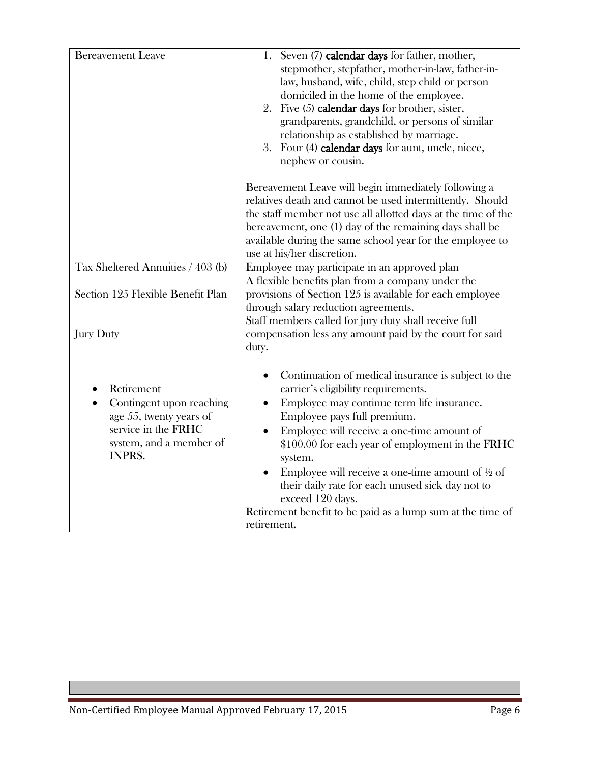| | |
|---|---|
| Bereavement Leave | 1. Seven (7) **calendar days** for father, mother, stepmother, stepfather, mother-in-law, father-in-law, husband, wife, child, step child or person domiciled in the home of the employee.<br>2. Five (5) **calendar days** for brother, sister, grandparents, grandchild, or persons of similar relationship as established by marriage.<br>3. Four (4) **calendar days** for aunt, uncle, niece, nephew or cousin.<br><br>Bereavement Leave will begin immediately following a relatives death and cannot be used intermittently. Should the staff member not use all allotted days at the time of the bereavement, one (1) day of the remaining days shall be available during the same school year for the employee to use at his/her discretion. |
| Tax Sheltered Annuities / 403 (b) | Employee may participate in an approved plan |
| Section 125 Flexible Benefit Plan | A flexible benefits plan from a company under the provisions of Section 125 is available for each employee through salary reduction agreements. |
| Jury Duty | Staff members called for jury duty shall receive full compensation less any amount paid by the court for said duty. |
| • Retirement<br>• Contingent upon reaching age 55, twenty years of service in the FRHC system, and a member of INPRS. | • Continuation of medical insurance is subject to the carrier's eligibility requirements.<br>• Employee may continue term life insurance. Employee pays full premium.<br>• Employee will receive a one-time amount of $100.00 for each year of employment in the FRHC system.<br>• Employee will receive a one-time amount of ½ of their daily rate for each unused sick day not to exceed 120 days.<br>Retirement benefit to be paid as a lump sum at the time of retirement. |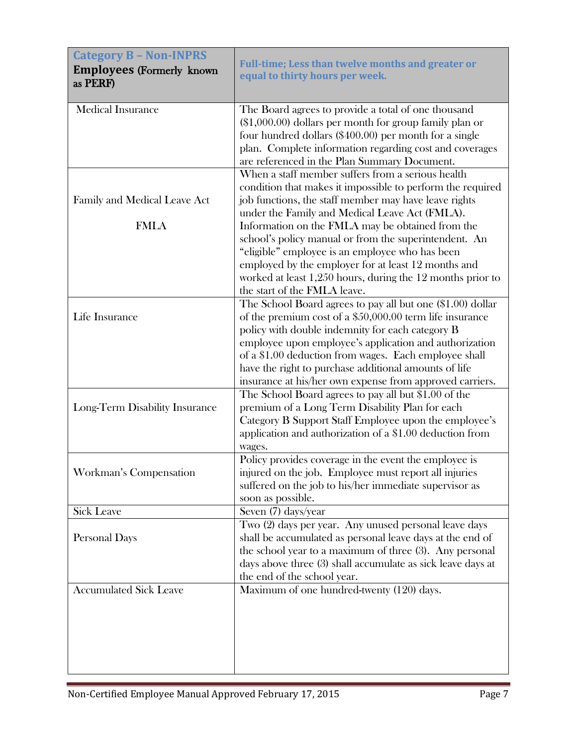| Category B – Non-INPRS Employees (Formerly known as PERF) | Full-time; Less than twelve months and greater or equal to thirty hours per week. |
|---|---|
| Medical Insurance | The Board agrees to provide a total of one thousand ($1,000.00) dollars per month for group family plan or four hundred dollars ($400.00) per month for a single plan. Complete information regarding cost and coverages are referenced in the Plan Summary Document. |
| Family and Medical Leave Act FMLA | When a staff member suffers from a serious health condition that makes it impossible to perform the required job functions, the staff member may have leave rights under the Family and Medical Leave Act (FMLA). Information on the FMLA may be obtained from the school's policy manual or from the superintendent. An "eligible" employee is an employee who has been employed by the employer for at least 12 months and worked at least 1,250 hours, during the 12 months prior to the start of the FMLA leave. |
| Life Insurance | The School Board agrees to pay all but one ($1.00) dollar of the premium cost of a $50,000.00 term life insurance policy with double indemnity for each category B employee upon employee's application and authorization of a $1.00 deduction from wages. Each employee shall have the right to purchase additional amounts of life insurance at his/her own expense from approved carriers. |
| Long-Term Disability Insurance | The School Board agrees to pay all but $1.00 of the premium of a Long Term Disability Plan for each Category B Support Staff Employee upon the employee's application and authorization of a $1.00 deduction from wages. |
| Workman's Compensation | Policy provides coverage in the event the employee is injured on the job. Employee must report all injuries suffered on the job to his/her immediate supervisor as soon as possible. |
| Sick Leave | Seven (7) days/year |
| Personal Days | Two (2) days per year. Any unused personal leave days shall be accumulated as personal leave days at the end of the school year to a maximum of three (3). Any personal days above three (3) shall accumulate as sick leave days at the end of the school year. |
| Accumulated Sick Leave | Maximum of one hundred-twenty (120) days. |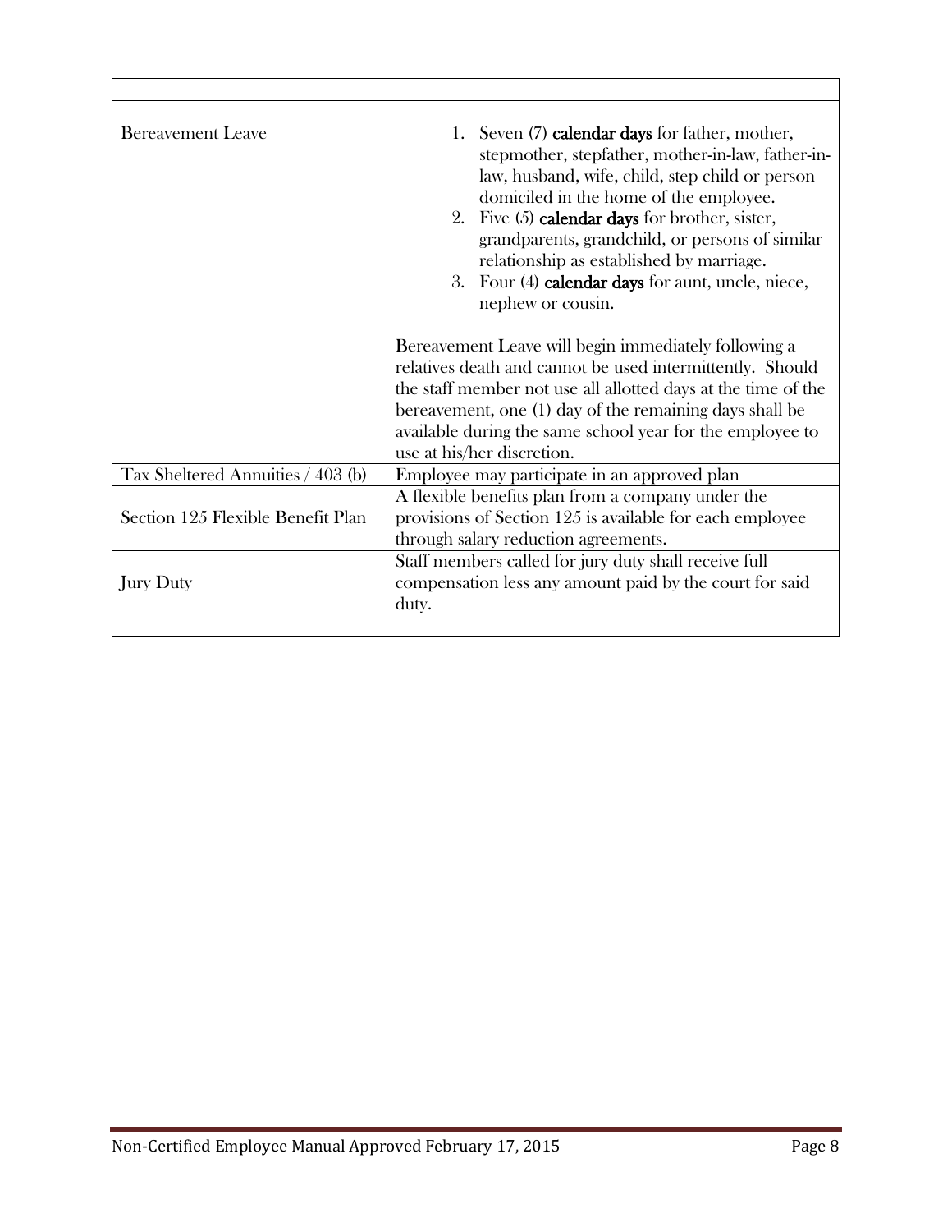| | |
|---|---|
| Bereavement Leave | 1. Seven (7) **calendar days** for father, mother, stepmother, stepfather, mother-in-law, father-in-law, husband, wife, child, step child or person domiciled in the home of the employee.<br>2. Five (5) **calendar days** for brother, sister, grandparents, grandchild, or persons of similar relationship as established by marriage.<br>3. Four (4) **calendar days** for aunt, uncle, niece, nephew or cousin.<br><br>Bereavement Leave will begin immediately following a relatives death and cannot be used intermittently. Should the staff member not use all allotted days at the time of the bereavement, one (1) day of the remaining days shall be available during the same school year for the employee to use at his/her discretion. |
| Tax Sheltered Annuities / 403 (b) | Employee may participate in an approved plan |
| Section 125 Flexible Benefit Plan | A flexible benefits plan from a company under the provisions of Section 125 is available for each employee through salary reduction agreements. |
| Jury Duty | Staff members called for jury duty shall receive full compensation less any amount paid by the court for said duty. |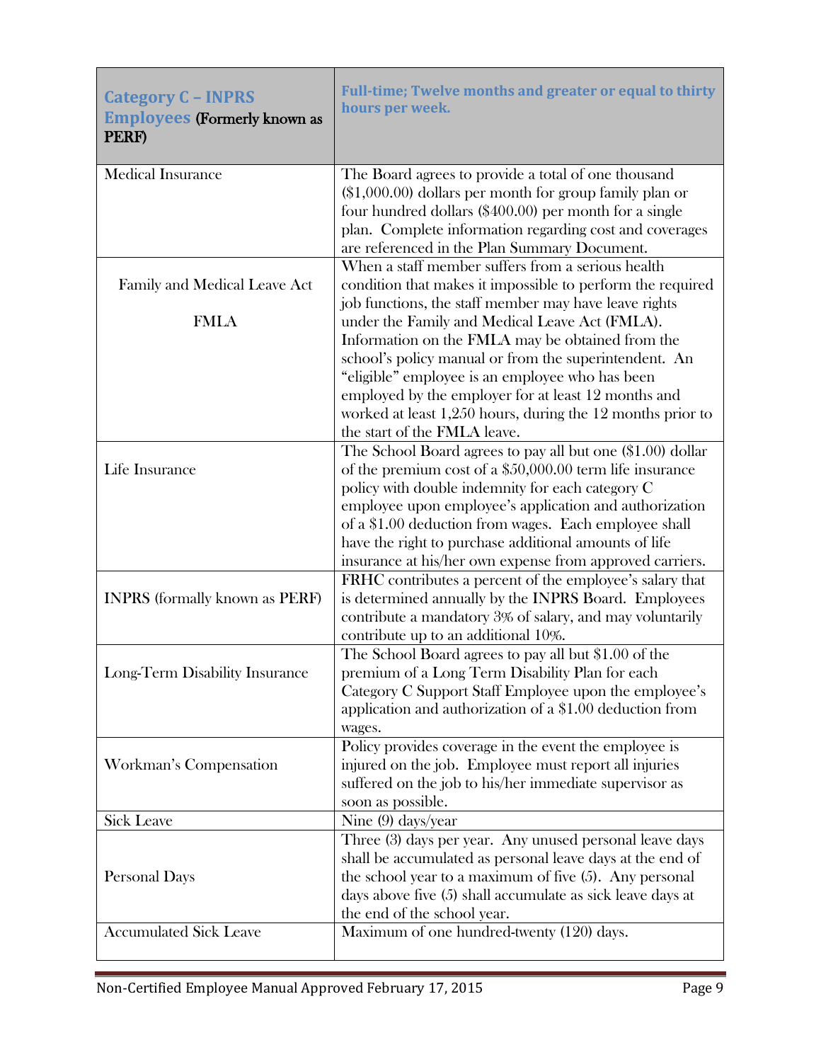| Category C – INPRS Employees (Formerly known as PERF) | Full-time; Twelve months and greater or equal to thirty hours per week. |
|---|---|
| Medical Insurance | The Board agrees to provide a total of one thousand ($1,000.00) dollars per month for group family plan or four hundred dollars ($400.00) per month for a single plan. Complete information regarding cost and coverages are referenced in the Plan Summary Document. |
| Family and Medical Leave Act FMLA | When a staff member suffers from a serious health condition that makes it impossible to perform the required job functions, the staff member may have leave rights under the Family and Medical Leave Act (FMLA). Information on the FMLA may be obtained from the school's policy manual or from the superintendent. An "eligible" employee is an employee who has been employed by the employer for at least 12 months and worked at least 1,250 hours, during the 12 months prior to the start of the FMLA leave. |
| Life Insurance | The School Board agrees to pay all but one ($1.00) dollar of the premium cost of a $50,000.00 term life insurance policy with double indemnity for each category C employee upon employee's application and authorization of a $1.00 deduction from wages. Each employee shall have the right to purchase additional amounts of life insurance at his/her own expense from approved carriers. |
| INPRS (formally known as PERF) | FRHC contributes a percent of the employee's salary that is determined annually by the INPRS Board. Employees contribute a mandatory 3% of salary, and may voluntarily contribute up to an additional 10%. |
| Long-Term Disability Insurance | The School Board agrees to pay all but $1.00 of the premium of a Long Term Disability Plan for each Category C Support Staff Employee upon the employee's application and authorization of a $1.00 deduction from wages. |
| Workman's Compensation | Policy provides coverage in the event the employee is injured on the job. Employee must report all injuries suffered on the job to his/her immediate supervisor as soon as possible. |
| Sick Leave | Nine (9) days/year |
| Personal Days | Three (3) days per year. Any unused personal leave days shall be accumulated as personal leave days at the end of the school year to a maximum of five (5). Any personal days above five (5) shall accumulate as sick leave days at the end of the school year. |
| Accumulated Sick Leave | Maximum of one hundred-twenty (120) days. |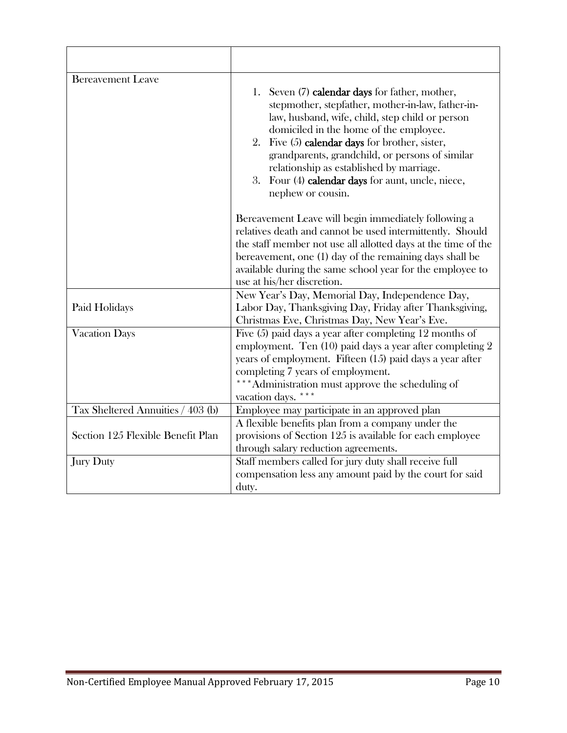| | |
|---|---|
| Bereavement Leave | 1. Seven (7) **calendar days** for father, mother, stepmother, stepfather, mother-in-law, father-in-law, husband, wife, child, step child or person domiciled in the home of the employee.<br>2. Five (5) **calendar days** for brother, sister, grandparents, grandchild, or persons of similar relationship as established by marriage.<br>3. Four (4) **calendar days** for aunt, uncle, niece, nephew or cousin.<br><br>Bereavement Leave will begin immediately following a relatives death and cannot be used intermittently. Should the staff member not use all allotted days at the time of the bereavement, one (1) day of the remaining days shall be available during the same school year for the employee to use at his/her discretion. |
| Paid Holidays | New Year's Day, Memorial Day, Independence Day, Labor Day, Thanksgiving Day, Friday after Thanksgiving, Christmas Eve, Christmas Day, New Year's Eve. |
| Vacation Days | Five (5) paid days a year after completing 12 months of employment. Ten (10) paid days a year after completing 2 years of employment. Fifteen (15) paid days a year after completing 7 years of employment.<br>***Administration must approve the scheduling of vacation days. *** |
| Tax Sheltered Annuities / 403 (b) | Employee may participate in an approved plan |
| Section 125 Flexible Benefit Plan | A flexible benefits plan from a company under the provisions of Section 125 is available for each employee through salary reduction agreements. |
| Jury Duty | Staff members called for jury duty shall receive full compensation less any amount paid by the court for said duty. |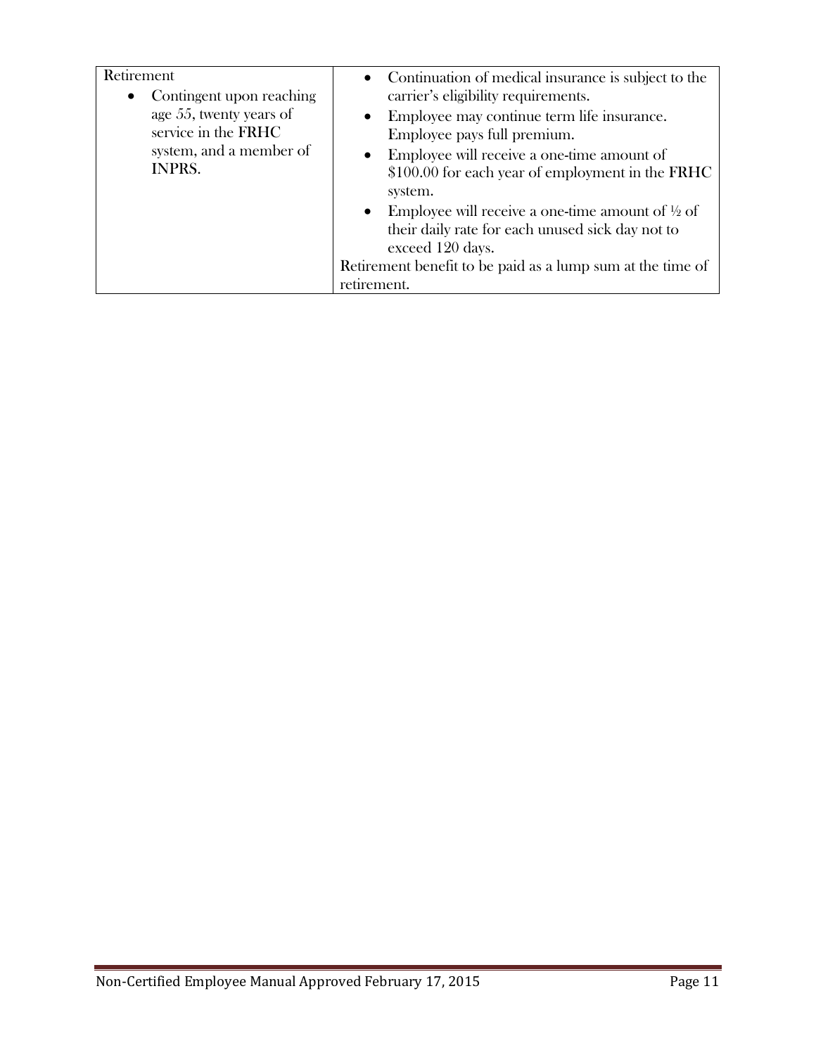| Retirement | |
|---|---|
| Retirement<br>• Contingent upon reaching age 55, twenty years of service in the FRHC system, and a member of INPRS. | • Continuation of medical insurance is subject to the carrier's eligibility requirements.<br>• Employee may continue term life insurance. Employee pays full premium.<br>• Employee will receive a one-time amount of \$100.00 for each year of employment in the FRHC system.<br>• Employee will receive a one-time amount of ½ of their daily rate for each unused sick day not to exceed 120 days.<br>Retirement benefit to be paid as a lump sum at the time of retirement. |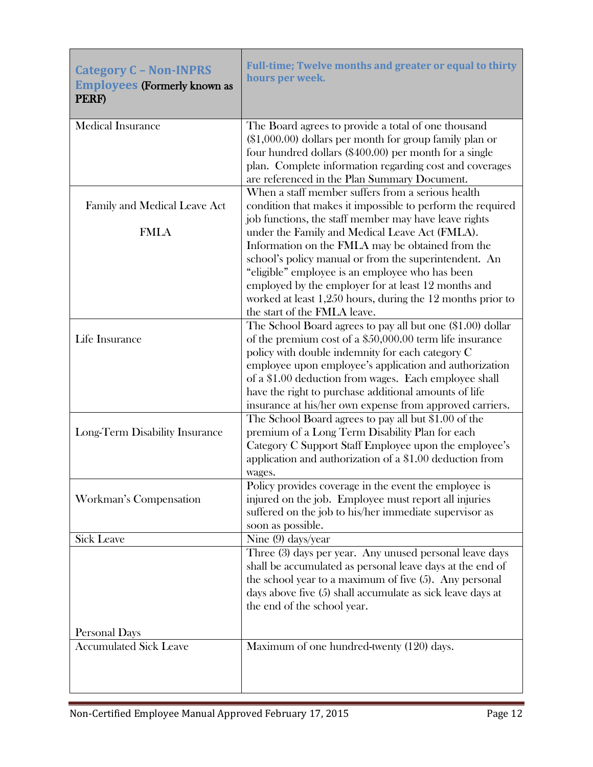| Category C – Non-INPRS Employees (Formerly known as PERF) | Full-time; Twelve months and greater or equal to thirty hours per week. |
|---|---|
| Medical Insurance | The Board agrees to provide a total of one thousand ($1,000.00) dollars per month for group family plan or four hundred dollars ($400.00) per month for a single plan. Complete information regarding cost and coverages are referenced in the Plan Summary Document. |
| Family and Medical Leave Act FMLA | When a staff member suffers from a serious health condition that makes it impossible to perform the required job functions, the staff member may have leave rights under the Family and Medical Leave Act (FMLA). Information on the FMLA may be obtained from the school's policy manual or from the superintendent. An "eligible" employee is an employee who has been employed by the employer for at least 12 months and worked at least 1,250 hours, during the 12 months prior to the start of the FMLA leave. |
| Life Insurance | The School Board agrees to pay all but one ($1.00) dollar of the premium cost of a $50,000.00 term life insurance policy with double indemnity for each category C employee upon employee's application and authorization of a $1.00 deduction from wages. Each employee shall have the right to purchase additional amounts of life insurance at his/her own expense from approved carriers. |
| Long-Term Disability Insurance | The School Board agrees to pay all but $1.00 of the premium of a Long Term Disability Plan for each Category C Support Staff Employee upon the employee's application and authorization of a $1.00 deduction from wages. |
| Workman's Compensation | Policy provides coverage in the event the employee is injured on the job. Employee must report all injuries suffered on the job to his/her immediate supervisor as soon as possible. |
| Sick Leave | Nine (9) days/year |
| Personal Days | Three (3) days per year. Any unused personal leave days shall be accumulated as personal leave days at the end of the school year to a maximum of five (5). Any personal days above five (5) shall accumulate as sick leave days at the end of the school year. |
| Accumulated Sick Leave | Maximum of one hundred-twenty (120) days. |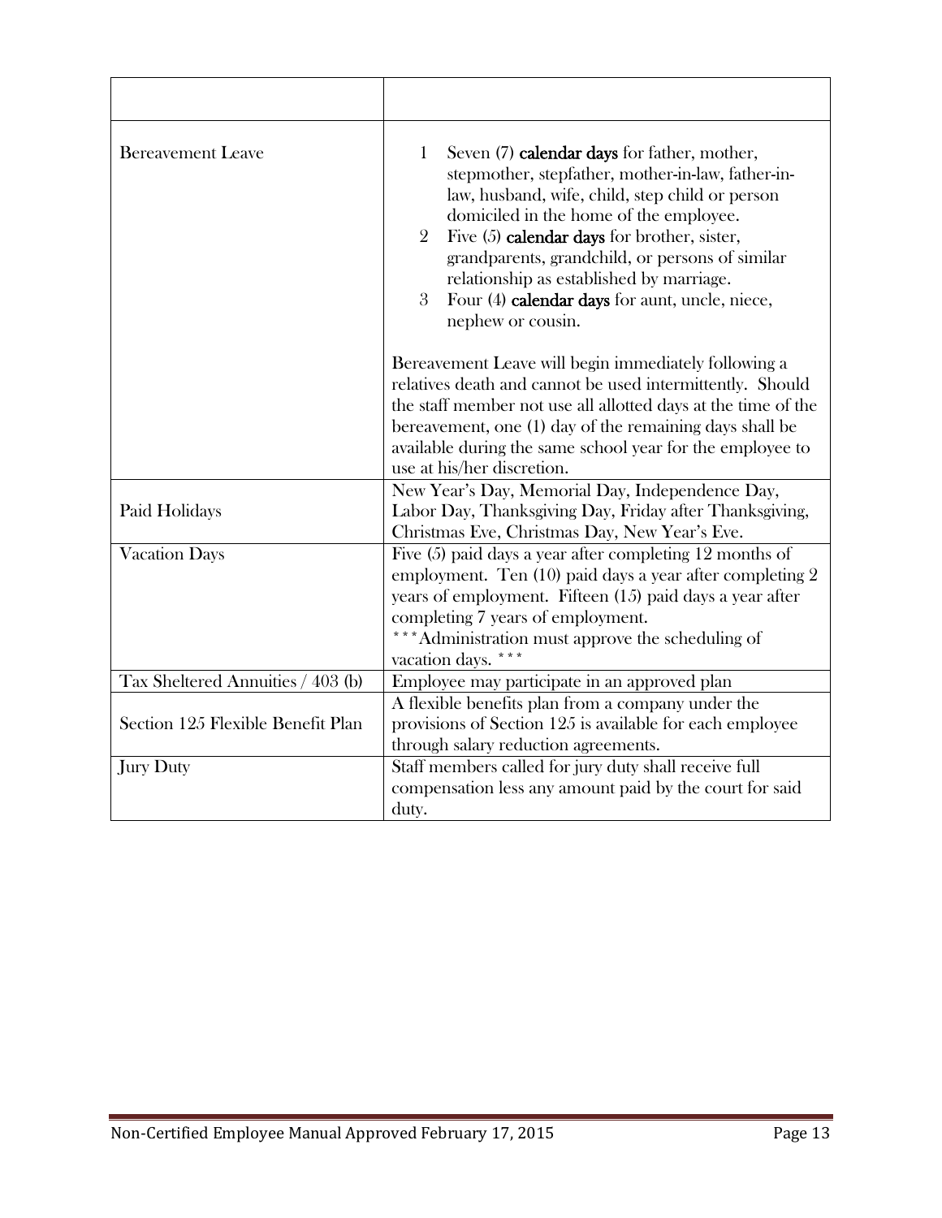| | |
|---|---|
| Bereavement Leave | 1 Seven (7) **calendar days** for father, mother, stepmother, stepfather, mother-in-law, father-in-law, husband, wife, child, step child or person domiciled in the home of the employee.<br>2 Five (5) **calendar days** for brother, sister, grandparents, grandchild, or persons of similar relationship as established by marriage.<br>3 Four (4) **calendar days** for aunt, uncle, niece, nephew or cousin.<br><br>Bereavement Leave will begin immediately following a relatives death and cannot be used intermittently. Should the staff member not use all allotted days at the time of the bereavement, one (1) day of the remaining days shall be available during the same school year for the employee to use at his/her discretion. |
| Paid Holidays | New Year's Day, Memorial Day, Independence Day, Labor Day, Thanksgiving Day, Friday after Thanksgiving, Christmas Eve, Christmas Day, New Year's Eve. |
| Vacation Days | Five (5) paid days a year after completing 12 months of employment. Ten (10) paid days a year after completing 2 years of employment. Fifteen (15) paid days a year after completing 7 years of employment.<br>***Administration must approve the scheduling of vacation days. *** |
| Tax Sheltered Annuities / 403 (b) | Employee may participate in an approved plan |
| Section 125 Flexible Benefit Plan | A flexible benefits plan from a company under the provisions of Section 125 is available for each employee through salary reduction agreements. |
| Jury Duty | Staff members called for jury duty shall receive full compensation less any amount paid by the court for said duty. |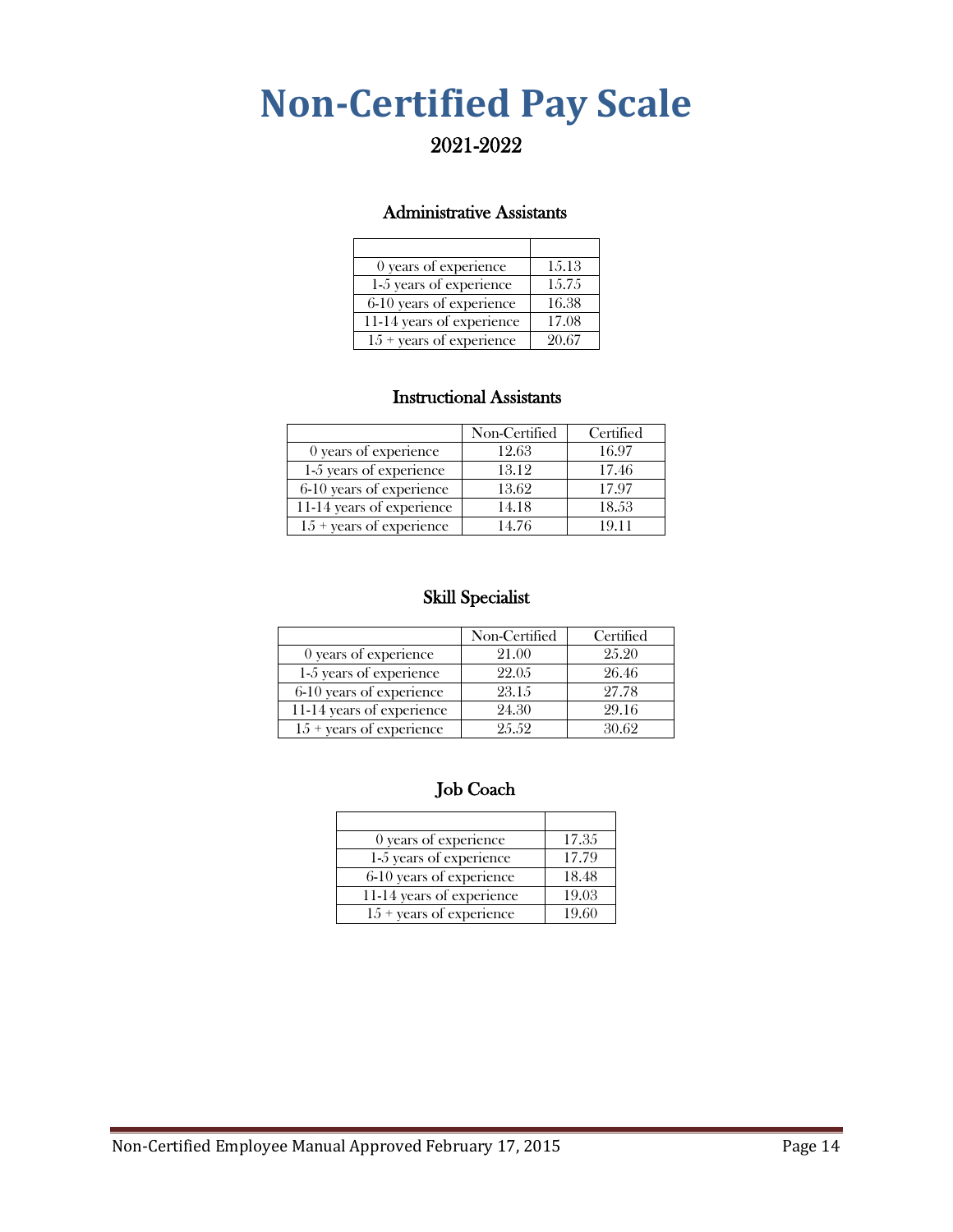# Non-Certified Pay Scale

## 2021-2022

### Administrative Assistants

| | |
|---|---|
| 0 years of experience | 15.13 |
| 1-5 years of experience | 15.75 |
| 6-10 years of experience | 16.38 |
| 11-14 years of experience | 17.08 |
| 15 + years of experience | 20.67 |

### Instructional Assistants

| | Non-Certified | Certified |
|---|---|---|
| 0 years of experience | 12.63 | 16.97 |
| 1-5 years of experience | 13.12 | 17.46 |
| 6-10 years of experience | 13.62 | 17.97 |
| 11-14 years of experience | 14.18 | 18.53 |
| 15 + years of experience | 14.76 | 19.11 |

### Skill Specialist

| | Non-Certified | Certified |
|---|---|---|
| 0 years of experience | 21.00 | 25.20 |
| 1-5 years of experience | 22.05 | 26.46 |
| 6-10 years of experience | 23.15 | 27.78 |
| 11-14 years of experience | 24.30 | 29.16 |
| 15 + years of experience | 25.52 | 30.62 |

### Job Coach

| | |
|---|---|
| 0 years of experience | 17.35 |
| 1-5 years of experience | 17.79 |
| 6-10 years of experience | 18.48 |
| 11-14 years of experience | 19.03 |
| 15 + years of experience | 19.60 |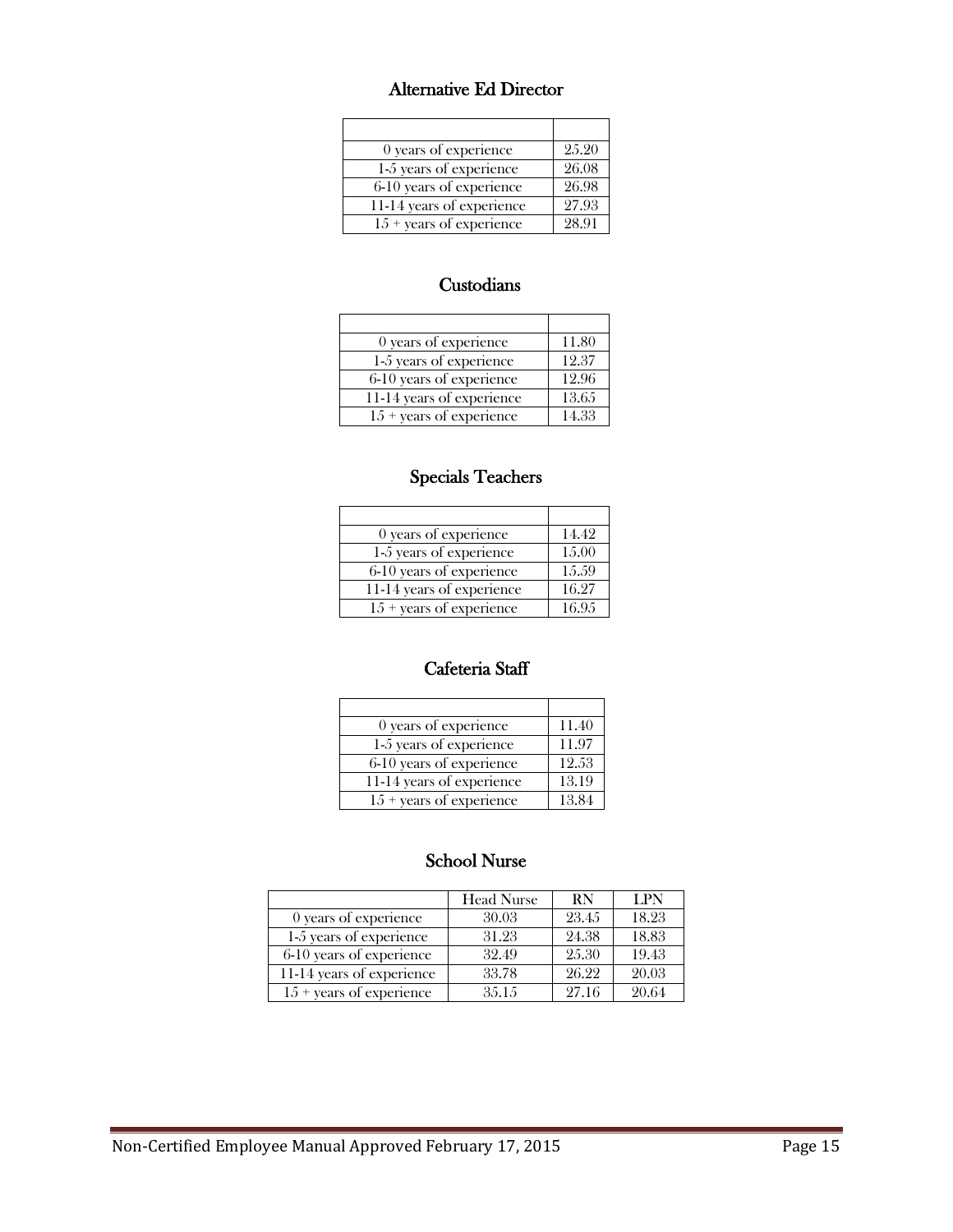## Alternative Ed Director

| | |
|---|---|
| 0 years of experience | 25.20 |
| 1-5 years of experience | 26.08 |
| 6-10 years of experience | 26.98 |
| 11-14 years of experience | 27.93 |
| 15 + years of experience | 28.91 |

## Custodians

| | |
|---|---|
| 0 years of experience | 11.80 |
| 1-5 years of experience | 12.37 |
| 6-10 years of experience | 12.96 |
| 11-14 years of experience | 13.65 |
| 15 + years of experience | 14.33 |

## Specials Teachers

| | |
|---|---|
| 0 years of experience | 14.42 |
| 1-5 years of experience | 15.00 |
| 6-10 years of experience | 15.59 |
| 11-14 years of experience | 16.27 |
| 15 + years of experience | 16.95 |

## Cafeteria Staff

| | |
|---|---|
| 0 years of experience | 11.40 |
| 1-5 years of experience | 11.97 |
| 6-10 years of experience | 12.53 |
| 11-14 years of experience | 13.19 |
| 15 + years of experience | 13.84 |

## School Nurse

| | Head Nurse | RN | LPN |
|---|---|---|---|
| 0 years of experience | 30.03 | 23.45 | 18.23 |
| 1-5 years of experience | 31.23 | 24.38 | 18.83 |
| 6-10 years of experience | 32.49 | 25.30 | 19.43 |
| 11-14 years of experience | 33.78 | 26.22 | 20.03 |
| 15 + years of experience | 35.15 | 27.16 | 20.64 |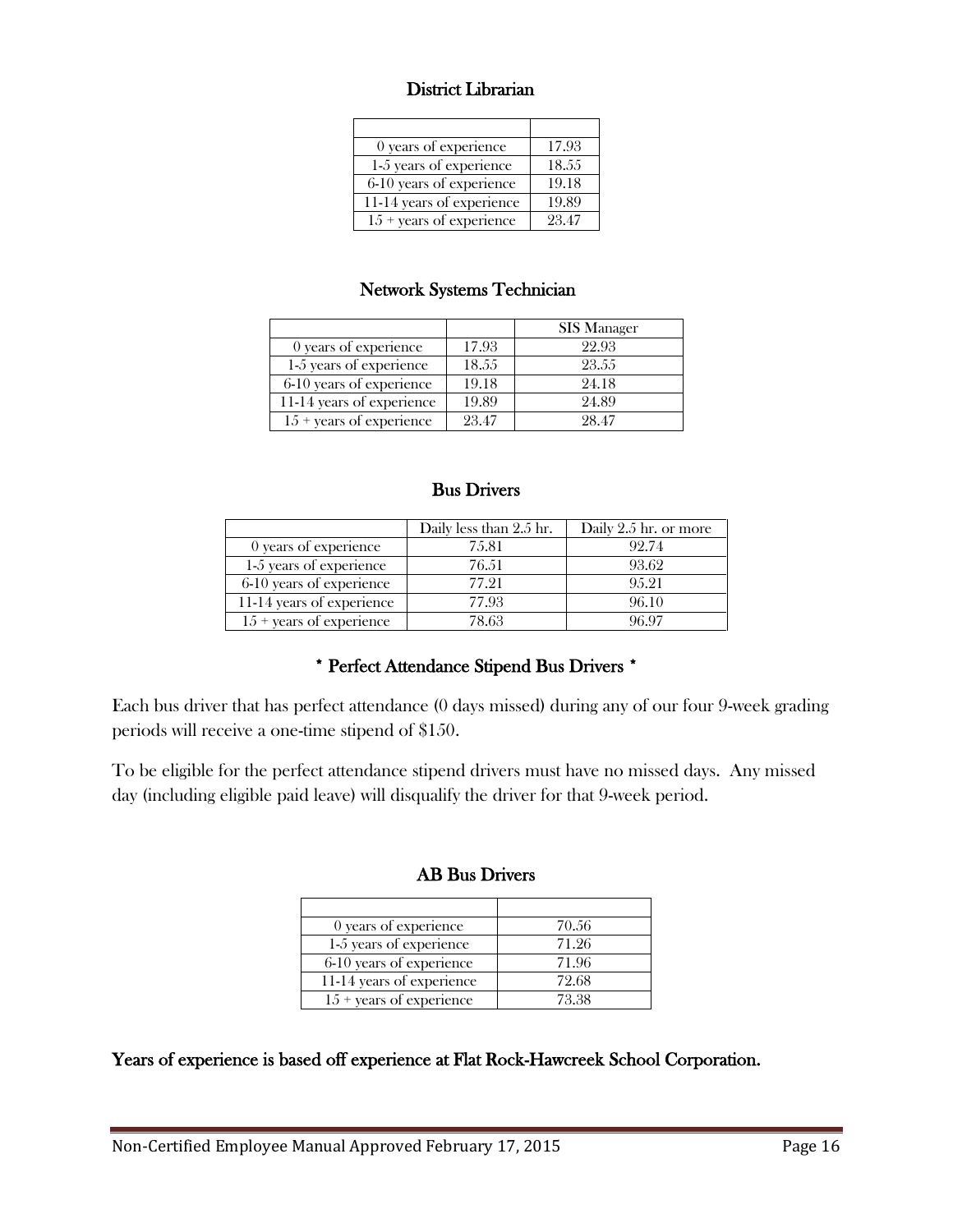### District Librarian

| | |
|---|---|
| 0 years of experience | 17.93 |
| 1-5 years of experience | 18.55 |
| 6-10 years of experience | 19.18 |
| 11-14 years of experience | 19.89 |
| 15 + years of experience | 23.47 |

### Network Systems Technician

| | | SIS Manager |
|---|---|---|
| 0 years of experience | 17.93 | 22.93 |
| 1-5 years of experience | 18.55 | 23.55 |
| 6-10 years of experience | 19.18 | 24.18 |
| 11-14 years of experience | 19.89 | 24.89 |
| 15 + years of experience | 23.47 | 28.47 |

### Bus Drivers

| | Daily less than 2.5 hr. | Daily 2.5 hr. or more |
|---|---|---|
| 0 years of experience | 75.81 | 92.74 |
| 1-5 years of experience | 76.51 | 93.62 |
| 6-10 years of experience | 77.21 | 95.21 |
| 11-14 years of experience | 77.93 | 96.10 |
| 15 + years of experience | 78.63 | 96.97 |

### * Perfect Attendance Stipend Bus Drivers *

Each bus driver that has perfect attendance (0 days missed) during any of our four 9-week grading periods will receive a one-time stipend of $150.

To be eligible for the perfect attendance stipend drivers must have no missed days. Any missed day (including eligible paid leave) will disqualify the driver for that 9-week period.

### AB Bus Drivers

| | |
|---|---|
| 0 years of experience | 70.56 |
| 1-5 years of experience | 71.26 |
| 6-10 years of experience | 71.96 |
| 11-14 years of experience | 72.68 |
| 15 + years of experience | 73.38 |

**Years of experience is based off experience at Flat Rock-Hawcreek School Corporation.**